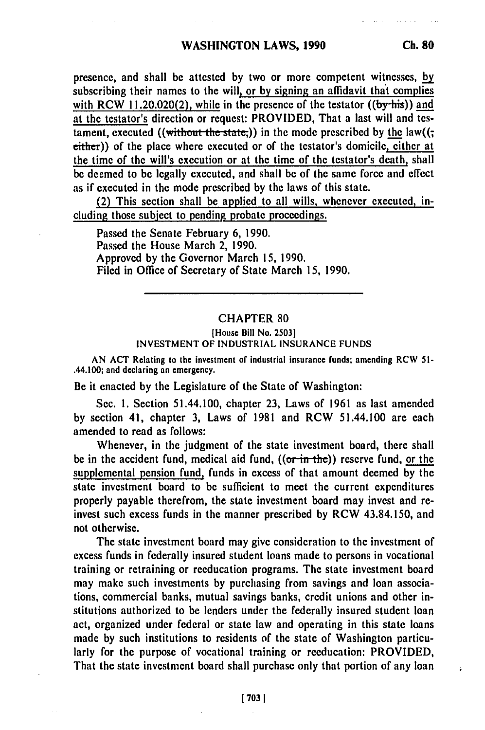presence, and shall be attested by two or more competent witnesses, by subscribing their names to the will, or by signing an affidavit that complies with RCW 11.20.020(2), while in the presence of the testator ((~~by his~~)) and at the testator's direction or request: PROVIDED, That a last will and testament, executed ((~~without the state,~~)) in the mode prescribed by the law((~~, either~~)) of the place where executed or of the testator's domicile, either at the time of the will's execution or at the time of the testator's death, shall be deemed to be legally executed, and shall be of the same force and effect as if executed in the mode prescribed by the laws of this state.

(2) This section shall be applied to all wills, whenever executed, including those subject to pending probate proceedings.

Passed the Senate February 6, 1990.
Passed the House March 2, 1990.
Approved by the Governor March 15, 1990.
Filed in Office of Secretary of State March 15, 1990.

---

## CHAPTER 80

[House Bill No. 2503]

INVESTMENT OF INDUSTRIAL INSURANCE FUNDS

AN ACT Relating to the investment of industrial insurance funds; amending RCW 51.44.100; and declaring an emergency.

Be it enacted by the Legislature of the State of Washington:

Sec. 1. Section 51.44.100, chapter 23, Laws of 1961 as last amended by section 41, chapter 3, Laws of 1981 and RCW 51.44.100 are each amended to read as follows:

Whenever, in the judgment of the state investment board, there shall be in the accident fund, medical aid fund, ((~~or in the~~)) reserve fund, or the supplemental pension fund, funds in excess of that amount deemed by the state investment board to be sufficient to meet the current expenditures properly payable therefrom, the state investment board may invest and reinvest such excess funds in the manner prescribed by RCW 43.84.150, and not otherwise.

The state investment board may give consideration to the investment of excess funds in federally insured student loans made to persons in vocational training or retraining or reeducation programs. The state investment board may make such investments by purchasing from savings and loan associations, commercial banks, mutual savings banks, credit unions and other institutions authorized to be lenders under the federally insured student loan act, organized under federal or state law and operating in this state loans made by such institutions to residents of the state of Washington particularly for the purpose of vocational training or reeducation: PROVIDED, That the state investment board shall purchase only that portion of any loan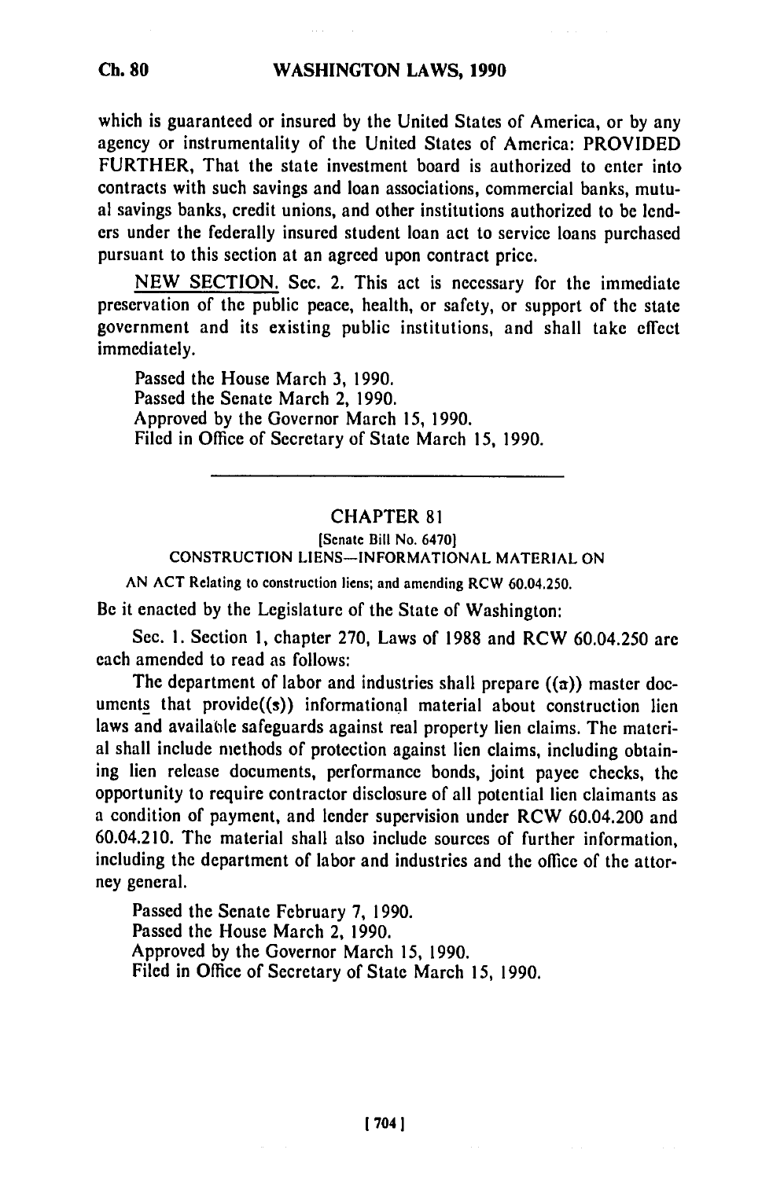which is guaranteed or insured by the United States of America, or by any agency or instrumentality of the United States of America: PROVIDED FURTHER, That the state investment board is authorized to enter into contracts with such savings and loan associations, commercial banks, mutual savings banks, credit unions, and other institutions authorized to be lenders under the federally insured student loan act to service loans purchased pursuant to this section at an agreed upon contract price.

NEW SECTION. Sec. 2. This act is necessary for the immediate preservation of the public peace, health, or safety, or support of the state government and its existing public institutions, and shall take effect immediately.

Passed the House March 3, 1990.
Passed the Senate March 2, 1990.
Approved by the Governor March 15, 1990.
Filed in Office of Secretary of State March 15, 1990.

---

## CHAPTER 81

[Senate Bill No. 6470]

CONSTRUCTION LIENS—INFORMATIONAL MATERIAL ON

AN ACT Relating to construction liens; and amending RCW 60.04.250.

Be it enacted by the Legislature of the State of Washington:

Sec. 1. Section 1, chapter 270, Laws of 1988 and RCW 60.04.250 are each amended to read as follows:

The department of labor and industries shall prepare ((a)) master documents that provide((s)) informational material about construction lien laws and available safeguards against real property lien claims. The material shall include methods of protection against lien claims, including obtaining lien release documents, performance bonds, joint payee checks, the opportunity to require contractor disclosure of all potential lien claimants as a condition of payment, and lender supervision under RCW 60.04.200 and 60.04.210. The material shall also include sources of further information, including the department of labor and industries and the office of the attorney general.

Passed the Senate February 7, 1990.
Passed the House March 2, 1990.
Approved by the Governor March 15, 1990.
Filed in Office of Secretary of State March 15, 1990.